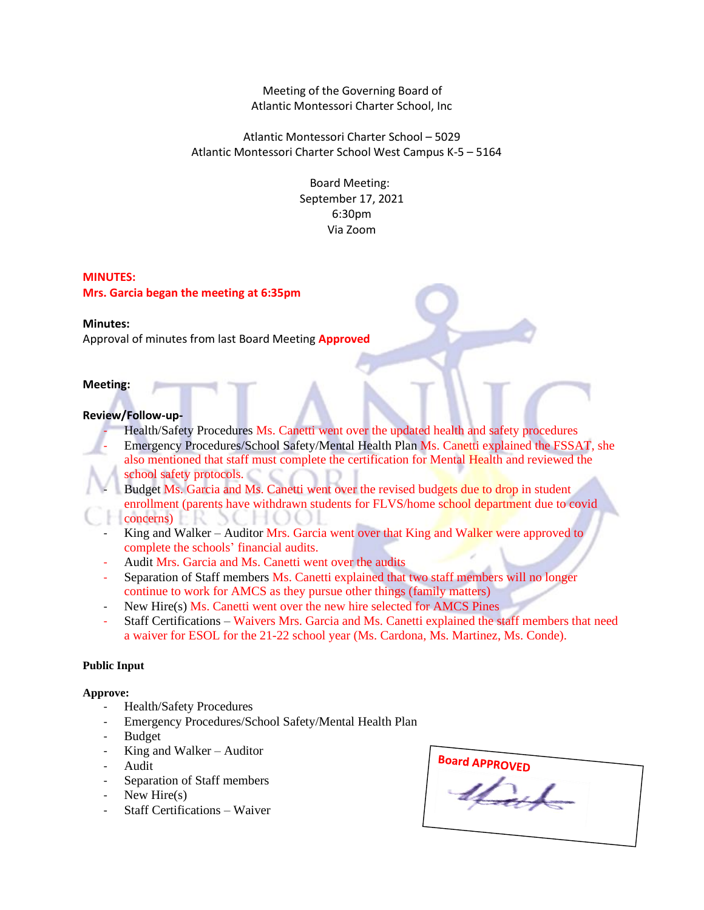Meeting of the Governing Board of
Atlantic Montessori Charter School, Inc

Atlantic Montessori Charter School – 5029
Atlantic Montessori Charter School West Campus K-5 – 5164

Board Meeting:
September 17, 2021
6:30pm
Via Zoom

**MINUTES:**
**Mrs. Garcia began the meeting at 6:35pm**

**Minutes:**
Approval of minutes from last Board Meeting **Approved**

**Meeting:**

**Review/Follow-up-**

- Health/Safety Procedures Ms. Canetti went over the updated health and safety procedures
- Emergency Procedures/School Safety/Mental Health Plan Ms. Canetti explained the FSSAT, she also mentioned that staff must complete the certification for Mental Health and reviewed the school safety protocols.
- Budget Ms. Garcia and Ms. Canetti went over the revised budgets due to drop in student enrollment (parents have withdrawn students for FLVS/home school department due to covid concerns)
- King and Walker – Auditor Mrs. Garcia went over that King and Walker were approved to complete the schools' financial audits.
- Audit Mrs. Garcia and Ms. Canetti went over the audits
- Separation of Staff members Ms. Canetti explained that two staff members will no longer continue to work for AMCS as they pursue other things (family matters)
- New Hire(s) Ms. Canetti went over the new hire selected for AMCS Pines
- Staff Certifications – Waivers Mrs. Garcia and Ms. Canetti explained the staff members that need a waiver for ESOL for the 21-22 school year (Ms. Cardona, Ms. Martinez, Ms. Conde).

**Public Input**

**Approve:**

- Health/Safety Procedures
- Emergency Procedures/School Safety/Mental Health Plan
- Budget
- King and Walker – Auditor
- Audit
- Separation of Staff members
- New Hire(s)
- Staff Certifications – Waiver

**Board APPROVED**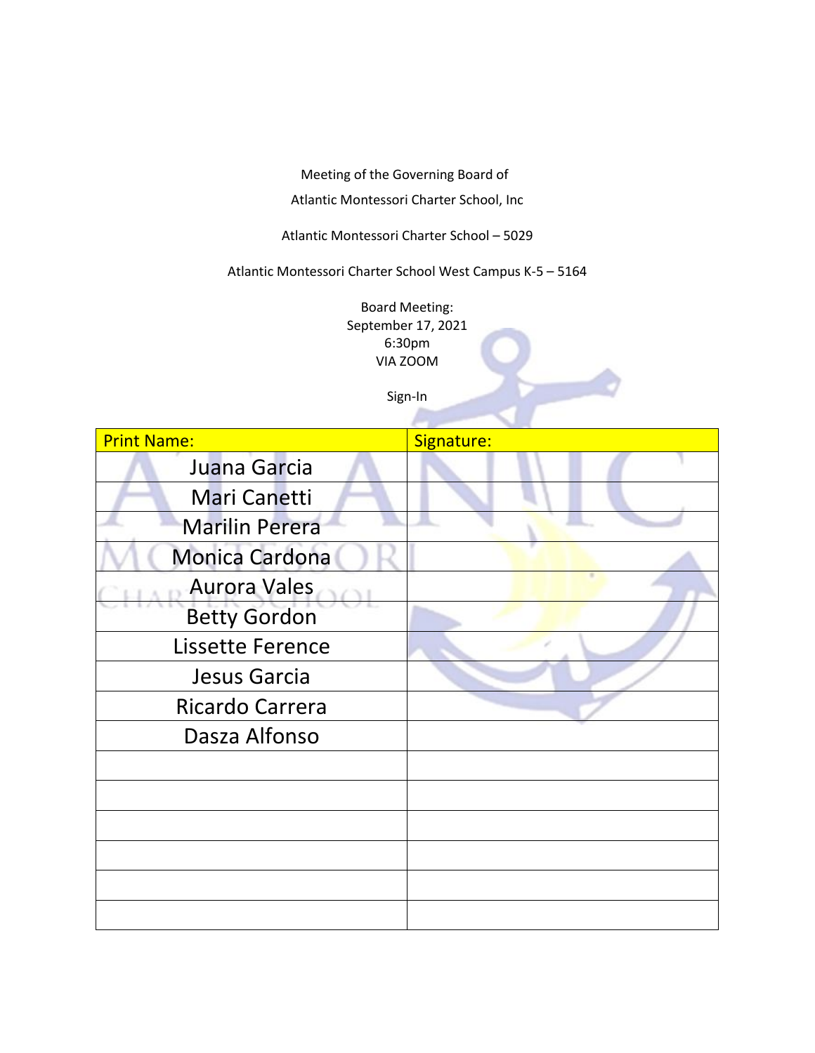Meeting of the Governing Board of

Atlantic Montessori Charter School, Inc

Atlantic Montessori Charter School – 5029

Atlantic Montessori Charter School West Campus K-5 – 5164

Board Meeting:
September 17, 2021
6:30pm
VIA ZOOM

Sign-In

| Print Name: | Signature: |
|---|---|
| Juana Garcia | |
| Mari Canetti | |
| Marilin Perera | |
| Monica Cardona | |
| Aurora Vales | |
| Betty Gordon | |
| Lissette Ference | |
| Jesus Garcia | |
| Ricardo Carrera | |
| Dasza Alfonso | |
| | |
| | |
| | |
| | |
| | |
| | |